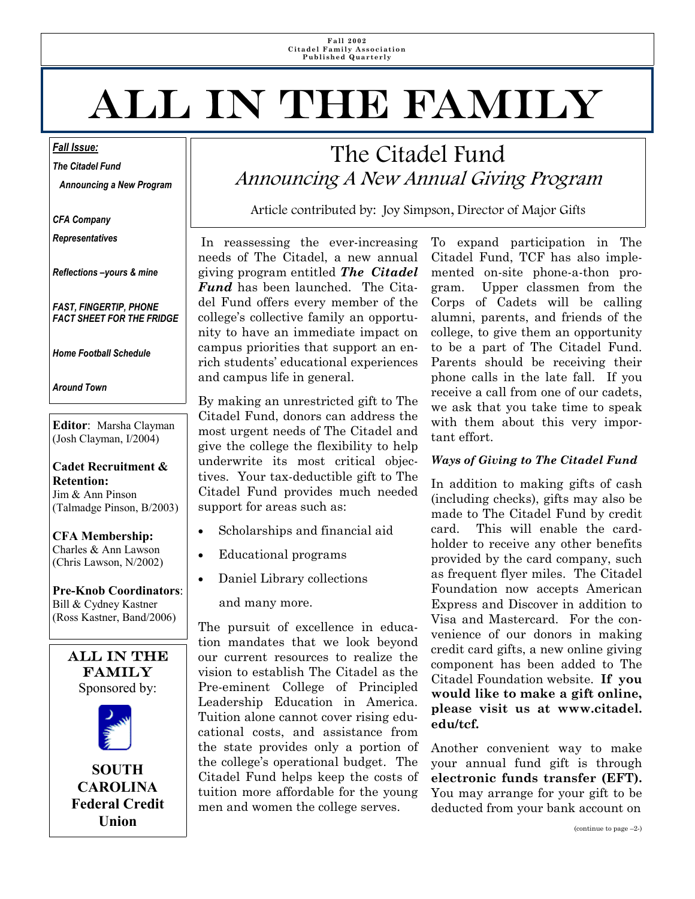Fall 2002
Citadel Family Association
Published Quarterly

# ALL IN THE FAMILY

***Fall Issue:***

***The Citadel Fund***

***Announcing a New Program***

***CFA Company Representatives***

***Reflections –yours & mine***

***FAST, FINGERTIP, PHONE FACT SHEET FOR THE FRIDGE***

***Home Football Schedule***

***Around Town***

**Editor**: Marsha Clayman (Josh Clayman, I/2004)

**Cadet Recruitment & Retention:**
Jim & Ann Pinson (Talmadge Pinson, B/2003)

**CFA Membership:**
Charles & Ann Lawson (Chris Lawson, N/2002)

**Pre-Knob Coordinators**:
Bill & Cydney Kastner (Ross Kastner, Band/2006)

**ALL IN THE FAMILY**
Sponsored by:

**SOUTH CAROLINA Federal Credit Union**

## The Citadel Fund

### *Announcing A New Annual Giving Program*

Article contributed by: Joy Simpson, Director of Major Gifts

In reassessing the ever-increasing needs of The Citadel, a new annual giving program entitled ***The Citadel Fund*** has been launched. The Citadel Fund offers every member of the college's collective family an opportunity to have an immediate impact on campus priorities that support an enrich students' educational experiences and campus life in general.

By making an unrestricted gift to The Citadel Fund, donors can address the most urgent needs of The Citadel and give the college the flexibility to help underwrite its most critical objectives. Your tax-deductible gift to The Citadel Fund provides much needed support for areas such as:

- Scholarships and financial aid
- Educational programs
- Daniel Library collections

and many more.

The pursuit of excellence in education mandates that we look beyond our current resources to realize the vision to establish The Citadel as the Pre-eminent College of Principled Leadership Education in America. Tuition alone cannot cover rising educational costs, and assistance from the state provides only a portion of the college's operational budget. The Citadel Fund helps keep the costs of tuition more affordable for the young men and women the college serves.

To expand participation in The Citadel Fund, TCF has also implemented on-site phone-a-thon program. Upper classmen from the Corps of Cadets will be calling alumni, parents, and friends of the college, to give them an opportunity to be a part of The Citadel Fund. Parents should be receiving their phone calls in the late fall. If you receive a call from one of our cadets, we ask that you take time to speak with them about this very important effort.

***Ways of Giving to The Citadel Fund***

In addition to making gifts of cash (including checks), gifts may also be made to The Citadel Fund by credit card. This will enable the cardholder to receive any other benefits provided by the card company, such as frequent flyer miles. The Citadel Foundation now accepts American Express and Discover in addition to Visa and Mastercard. For the convenience of our donors in making credit card gifts, a new online giving component has been added to The Citadel Foundation website. **If you would like to make a gift online, please visit us at www.citadel.edu/tcf.**

Another convenient way to make your annual fund gift is through **electronic funds transfer (EFT).** You may arrange for your gift to be deducted from your bank account on

(continue to page –2-)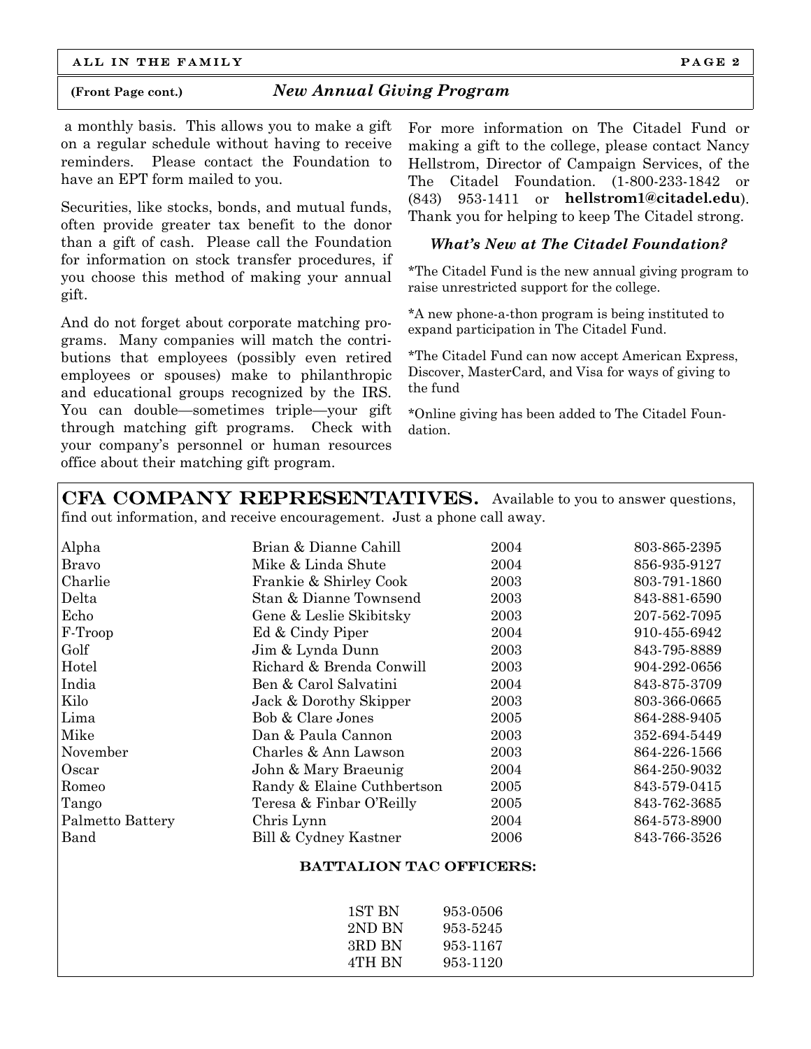**(Front Page cont.)** ***New Annual Giving Program***

a monthly basis. This allows you to make a gift on a regular schedule without having to receive reminders. Please contact the Foundation to have an EPT form mailed to you.

Securities, like stocks, bonds, and mutual funds, often provide greater tax benefit to the donor than a gift of cash. Please call the Foundation for information on stock transfer procedures, if you choose this method of making your annual gift.

And do not forget about corporate matching programs. Many companies will match the contributions that employees (possibly even retired employees or spouses) make to philanthropic and educational groups recognized by the IRS. You can double—sometimes triple—your gift through matching gift programs. Check with your company's personnel or human resources office about their matching gift program.

For more information on The Citadel Fund or making a gift to the college, please contact Nancy Hellstrom, Director of Campaign Services, of the The Citadel Foundation. (1-800-233-1842 or (843) 953-1411 or **hellstrom1@citadel.edu**). Thank you for helping to keep The Citadel strong.

### *What's New at The Citadel Foundation?*

*The Citadel Fund is the new annual giving program to raise unrestricted support for the college.

*A new phone-a-thon program is being instituted to expand participation in The Citadel Fund.

*The Citadel Fund can now accept American Express, Discover, MasterCard, and Visa for ways of giving to the fund

*Online giving has been added to The Citadel Foundation.

## CFA COMPANY REPRESENTATIVES.

Available to you to answer questions, find out information, and receive encouragement. Just a phone call away.

| Company | Representatives | Year | Phone |
|---|---|---|---|
| Alpha | Brian & Dianne Cahill | 2004 | 803-865-2395 |
| Bravo | Mike & Linda Shute | 2004 | 856-935-9127 |
| Charlie | Frankie & Shirley Cook | 2003 | 803-791-1860 |
| Delta | Stan & Dianne Townsend | 2003 | 843-881-6590 |
| Echo | Gene & Leslie Skibitsky | 2003 | 207-562-7095 |
| F-Troop | Ed & Cindy Piper | 2004 | 910-455-6942 |
| Golf | Jim & Lynda Dunn | 2003 | 843-795-8889 |
| Hotel | Richard & Brenda Conwill | 2003 | 904-292-0656 |
| India | Ben & Carol Salvatini | 2004 | 843-875-3709 |
| Kilo | Jack & Dorothy Skipper | 2003 | 803-366-0665 |
| Lima | Bob & Clare Jones | 2005 | 864-288-9405 |
| Mike | Dan & Paula Cannon | 2003 | 352-694-5449 |
| November | Charles & Ann Lawson | 2003 | 864-226-1566 |
| Oscar | John & Mary Braeunig | 2004 | 864-250-9032 |
| Romeo | Randy & Elaine Cuthbertson | 2005 | 843-579-0415 |
| Tango | Teresa & Finbar O'Reilly | 2005 | 843-762-3685 |
| Palmetto Battery | Chris Lynn | 2004 | 864-573-8900 |
| Band | Bill & Cydney Kastner | 2006 | 843-766-3526 |

### BATTALION TAC OFFICERS:

| Battalion | Phone |
|---|---|
| 1ST BN | 953-0506 |
| 2ND BN | 953-5245 |
| 3RD BN | 953-1167 |
| 4TH BN | 953-1120 |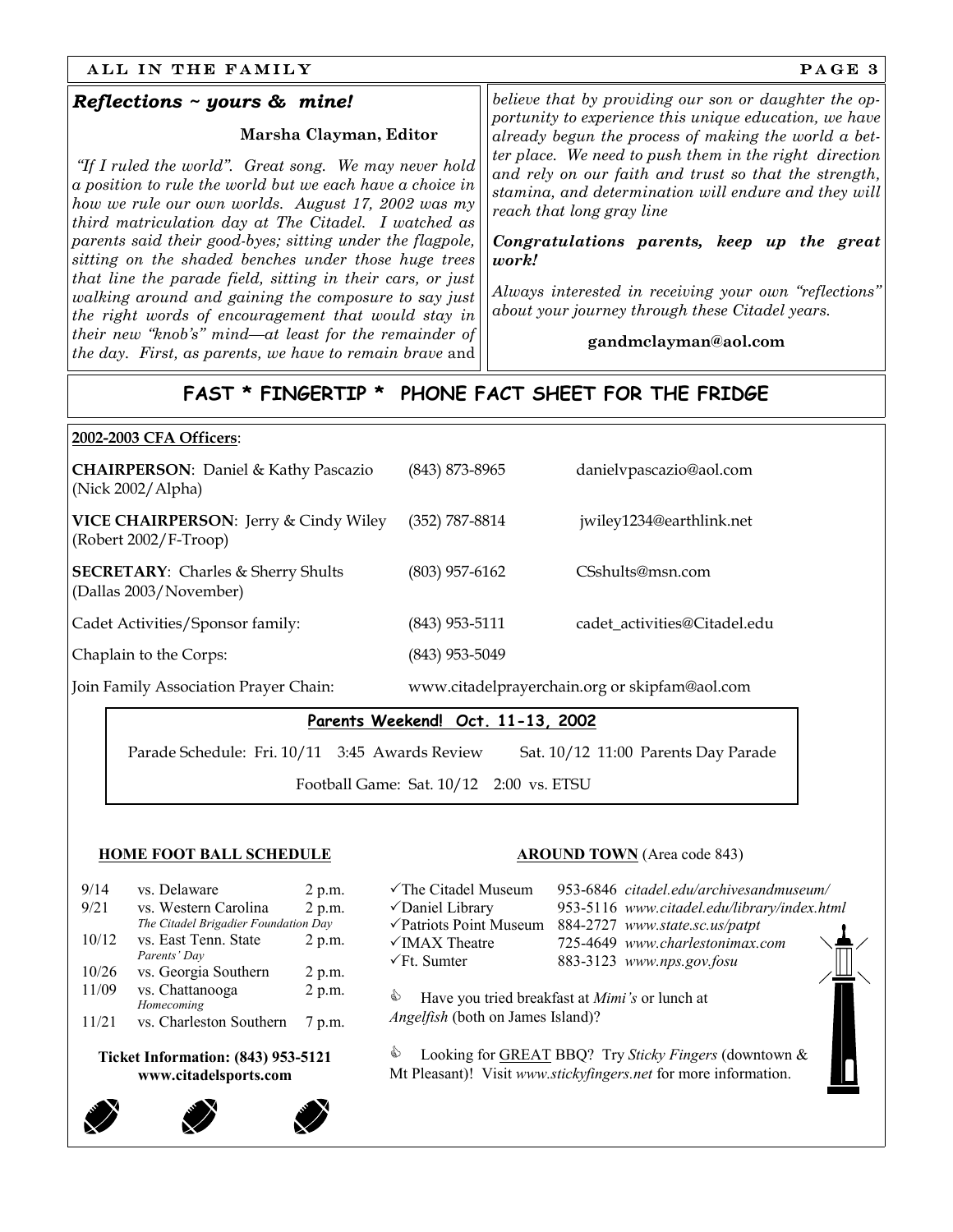## *Reflections ~ yours & mine!*

**Marsha Clayman, Editor**

*"If I ruled the world". Great song. We may never hold a position to rule the world but we each have a choice in how we rule our own worlds. August 17, 2002 was my third matriculation day at The Citadel. I watched as parents said their good-byes; sitting under the flagpole, sitting on the shaded benches under those huge trees that line the parade field, sitting in their cars, or just walking around and gaining the composure to say just the right words of encouragement that would stay in their new "knob's" mind—at least for the remainder of the day. First, as parents, we have to remain brave* and *believe that by providing our son or daughter the opportunity to experience this unique education, we have already begun the process of making the world a better place. We need to push them in the right direction and rely on our faith and trust so that the strength, stamina, and determination will endure and they will reach that long gray line*

***Congratulations parents, keep up the great work!***

*Always interested in receiving your own "reflections" about your journey through these Citadel years.*

**gandmclayman@aol.com**

## FAST * FINGERTIP * PHONE FACT SHEET FOR THE FRIDGE

**2002-2003 CFA Officers**:

| | | |
|---|---|---|
| **CHAIRPERSON**: Daniel & Kathy Pascazio (Nick 2002/Alpha) | (843) 873-8965 | danielvpascazio@aol.com |
| **VICE CHAIRPERSON**: Jerry & Cindy Wiley (Robert 2002/F-Troop) | (352) 787-8814 | jwiley1234@earthlink.net |
| **SECRETARY**: Charles & Sherry Shults (Dallas 2003/November) | (803) 957-6162 | CSshults@msn.com |
| Cadet Activities/Sponsor family: | (843) 953-5111 | cadet_activities@Citadel.edu |
| Chaplain to the Corps: | (843) 953-5049 | |

Join Family Association Prayer Chain: www.citadelprayerchain.org or skipfam@aol.com

**Parents Weekend! Oct. 11-13, 2002**

Parade Schedule: Fri. 10/11 3:45 Awards Review — Sat. 10/12 11:00 Parents Day Parade

Football Game: Sat. 10/12 2:00 vs. ETSU

### HOME FOOT BALL SCHEDULE

| Date | Opponent | Time |
|---|---|---|
| 9/14 | vs. Delaware | 2 p.m. |
| 9/21 | vs. Western Carolina *The Citadel Brigadier Foundation Day* | 2 p.m. |
| 10/12 | vs. East Tenn. State *Parents' Day* | 2 p.m. |
| 10/26 | vs. Georgia Southern | 2 p.m. |
| 11/09 | vs. Chattanooga *Homecoming* | 2 p.m. |
| 11/21 | vs. Charleston Southern | 7 p.m. |

**Ticket Information: (843) 953-5121**
**www.citadelsports.com**

### AROUND TOWN (Area code 843)

| | | |
|---|---|---|
| ✓The Citadel Museum | 953-6846 | *citadel.edu/archivesandmuseum/* |
| ✓Daniel Library | 953-5116 | *www.citadel.edu/library/index.html* |
| ✓Patriots Point Museum | 884-2727 | *www.state.sc.us/patpt* |
| ✓IMAX Theatre | 725-4649 | *www.charlestonimax.com* |
| ✓Ft. Sumter | 883-3123 | *www.nps.gov.fosu* |

Have you tried breakfast at *Mimi's* or lunch at *Angelfish* (both on James Island)?

Looking for GREAT BBQ? Try *Sticky Fingers* (downtown & Mt Pleasant)! Visit *www.stickyfingers.net* for more information.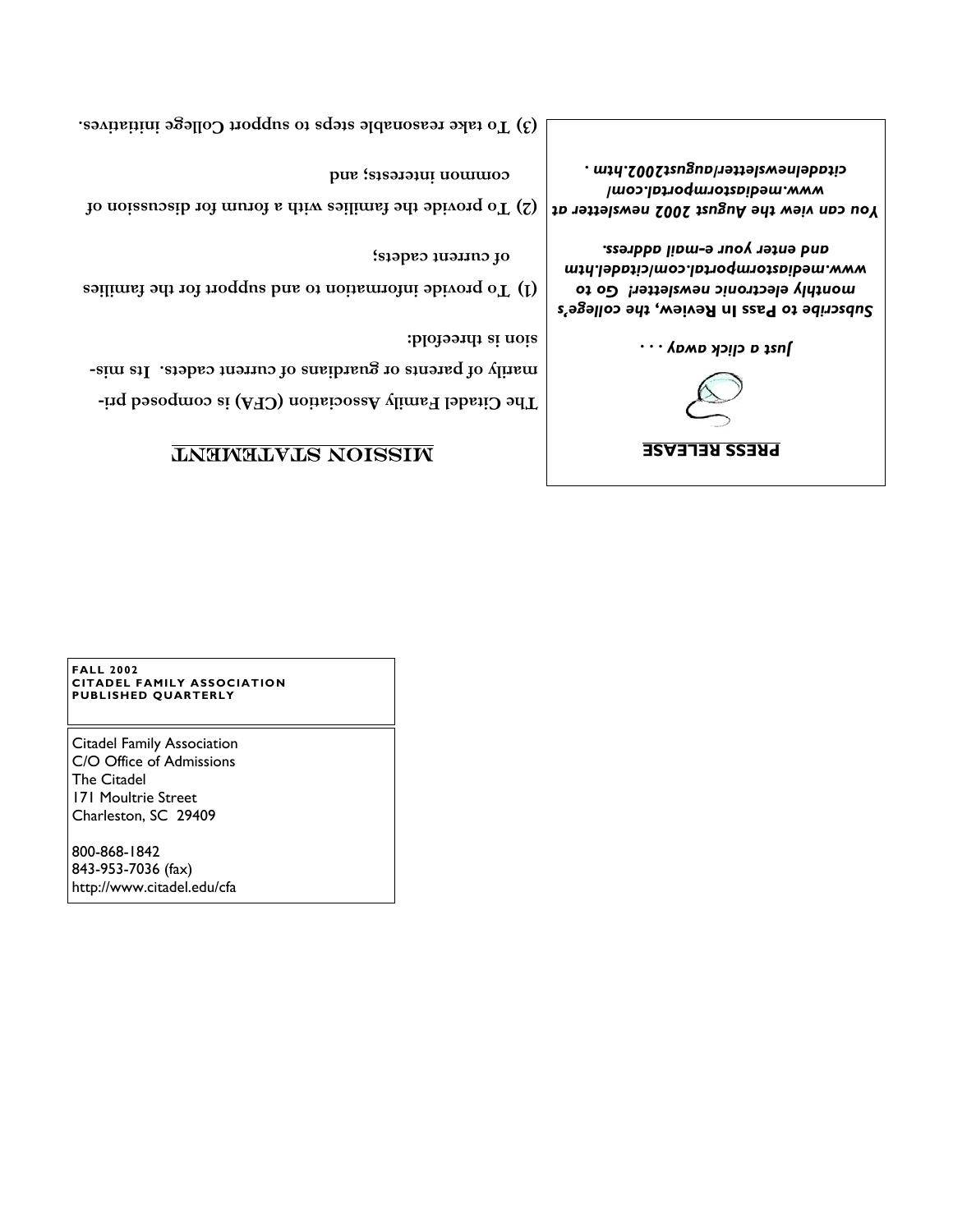## MISSION STATEMENT

The Citadel Family Association (CFA) is composed primarily of parents or guardians of current cadets. Its mission is threefold:

(1) To provide information to and support for the families of current cadets;

(2) To provide the families with a forum for discussion of common interests; and

(3) To take reasonable steps to support College initiatives.

**PRESS RELEASE**

***Just a click away . . .***

***Subscribe to Pass In Review, the college's monthly electronic newsletter! Go to www.mediastormportal.com/citadel.htm and enter your e-mail address.***

***You can view the August 2002 newsletter at www.mediastormportal.com/citadelnewsletter/august2002.htm .***

**FALL 2002**
**CITADEL FAMILY ASSOCIATION**
**PUBLISHED QUARTERLY**

Citadel Family Association
C/O Office of Admissions
The Citadel
171 Moultrie Street
Charleston, SC 29409

800-868-1842
843-953-7036 (fax)
http://www.citadel.edu/cfa